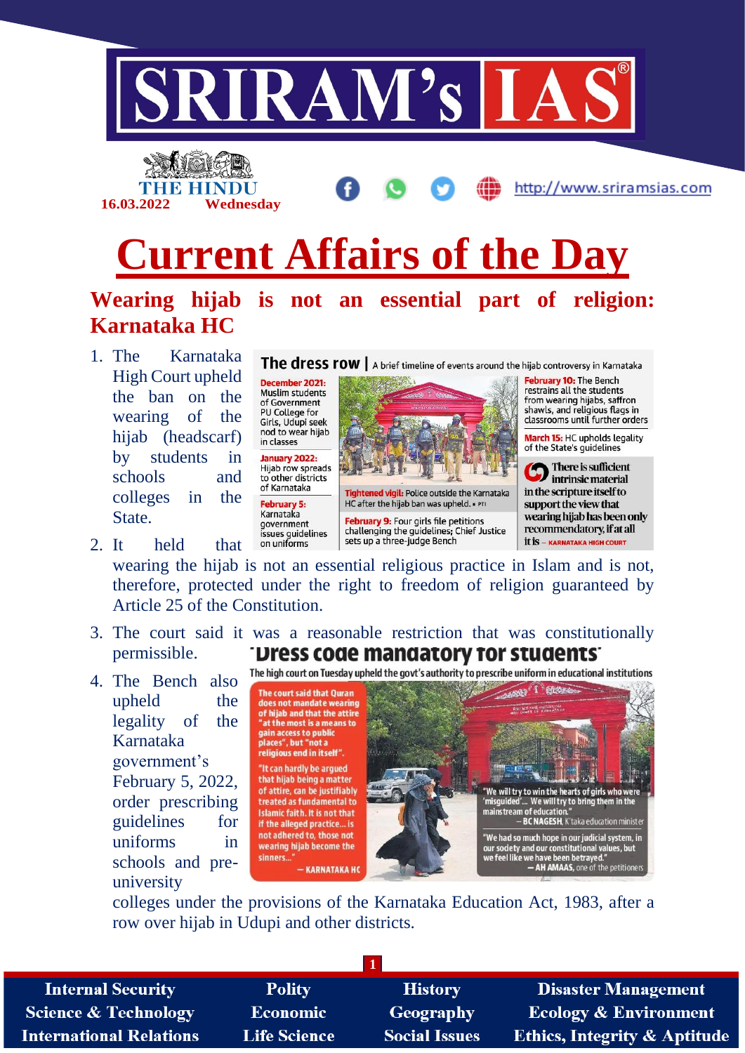# SRIRAM's IAS

THE HINDU
16.03.2022 Wednesday

http://www.sriramsias.com

# Current Affairs of the Day

## Wearing hijab is not an essential part of religion: Karnataka HC

1. The Karnataka High Court upheld the ban on the wearing of the hijab (headscarf) by students in schools and colleges in the State.
2. It held that wearing the hijab is not an essential religious practice in Islam and is not, therefore, protected under the right to freedom of religion guaranteed by Article 25 of the Constitution.
3. The court said it was a reasonable restriction that was constitutionally permissible.
4. The Bench also upheld the legality of the Karnataka government's February 5, 2022, order prescribing guidelines for uniforms in schools and pre-university colleges under the provisions of the Karnataka Education Act, 1983, after a row over hijab in Udupi and other districts.

**The dress row** | A brief timeline of events around the hijab controversy in Karnataka

**December 2021:** Muslim students of Government PU College for Girls, Udupi seek nod to wear hijab in classes

**January 2022:** Hijab row spreads to other districts of Karnataka

**February 5:** Karnataka government issues guidelines on uniforms

**Tightened vigil:** Police outside the Karnataka HC after the hijab ban was upheld. • PTI

**February 9:** Four girls file petitions challenging the guidelines; Chief Justice sets up a three-judge Bench

**February 10:** The Bench restrains all the students from wearing hijabs, saffron shawls, and religious flags in classrooms until further orders

**March 15:** HC upholds legality of the State's guidelines

There is sufficient intrinsic material in the scripture itself to support the view that wearing hijab has been only recommendatory, if at all it is – KARNATAKA HIGH COURT

**'Dress code mandatory for students'**

The high court on Tuesday upheld the govt's authority to prescribe uniform in educational institutions

The court said that Quran does not mandate wearing of hijab and that the attire "at the most is a means to gain access to public places", but "not a religious end in itself".

"It can hardly be argued that hijab being a matter of attire, can be justifiably treated as fundamental to Islamic faith. It is not that if the alleged practice... is not adhered to, those not wearing hijab become the sinners..." — KARNATAKA HC

"We will try to win the hearts of girls who were 'misguided'... We will try to bring them in the mainstream of education." – BC NAGESH, K'taka education minister

"We had so much hope in our judicial system, in our society and our constitutional values, but we feel like we have been betrayed." – AH AMAAS, one of the petitioners

Internal Security | Polity | History | Disaster Management
Science & Technology | Economic | Geography | Ecology & Environment
International Relations | Life Science | Social Issues | Ethics, Integrity & Aptitude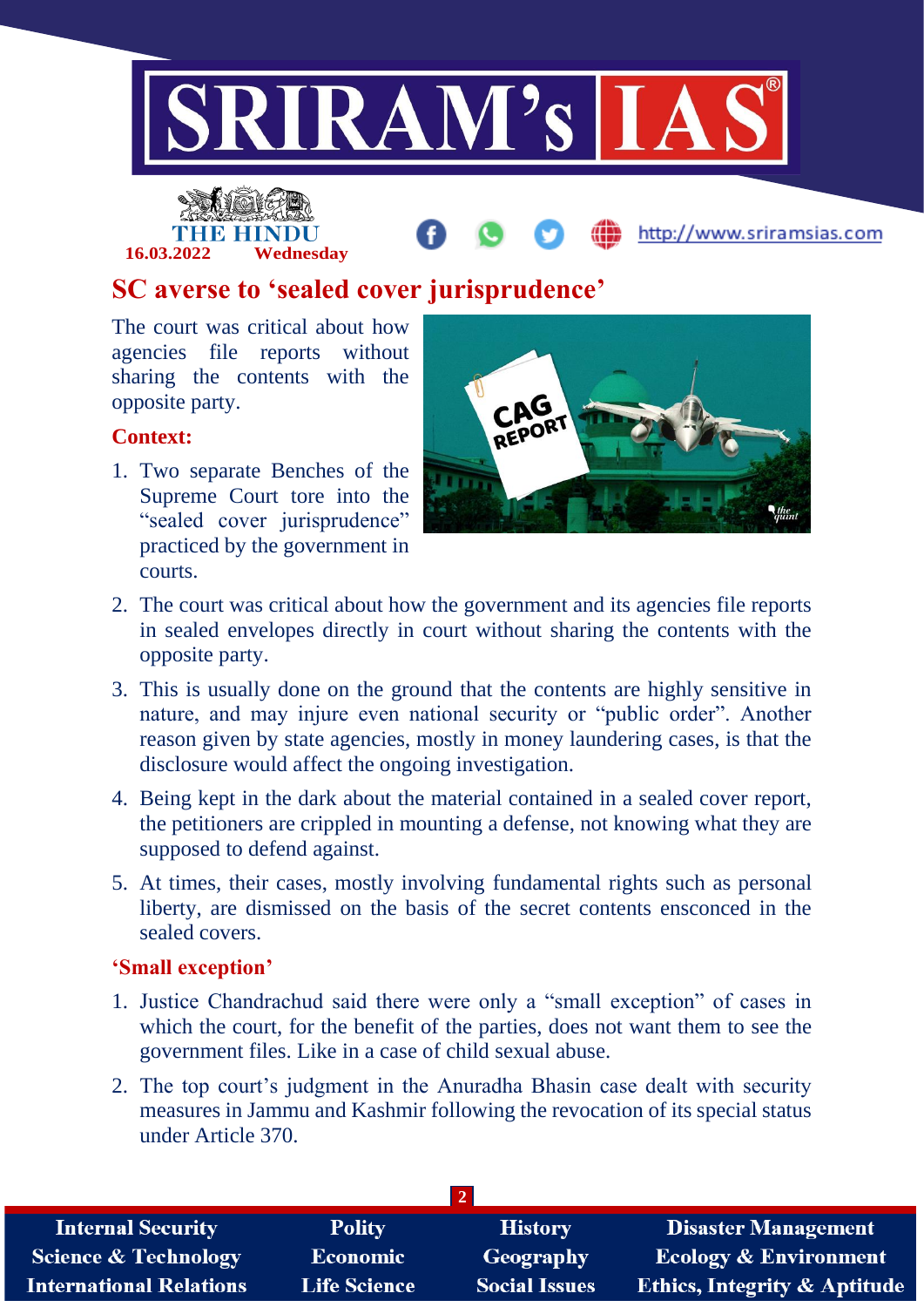# SC averse to 'sealed cover jurisprudence'

The court was critical about how agencies file reports without sharing the contents with the opposite party.

**Context:**

1. Two separate Benches of the Supreme Court tore into the "sealed cover jurisprudence" practiced by the government in courts.
2. The court was critical about how the government and its agencies file reports in sealed envelopes directly in court without sharing the contents with the opposite party.
3. This is usually done on the ground that the contents are highly sensitive in nature, and may injure even national security or "public order". Another reason given by state agencies, mostly in money laundering cases, is that the disclosure would affect the ongoing investigation.
4. Being kept in the dark about the material contained in a sealed cover report, the petitioners are crippled in mounting a defense, not knowing what they are supposed to defend against.
5. At times, their cases, mostly involving fundamental rights such as personal liberty, are dismissed on the basis of the secret contents ensconced in the sealed covers.

**'Small exception'**

1. Justice Chandrachud said there were only a "small exception" of cases in which the court, for the benefit of the parties, does not want them to see the government files. Like in a case of child sexual abuse.
2. The top court's judgment in the Anuradha Bhasin case dealt with security measures in Jammu and Kashmir following the revocation of its special status under Article 370.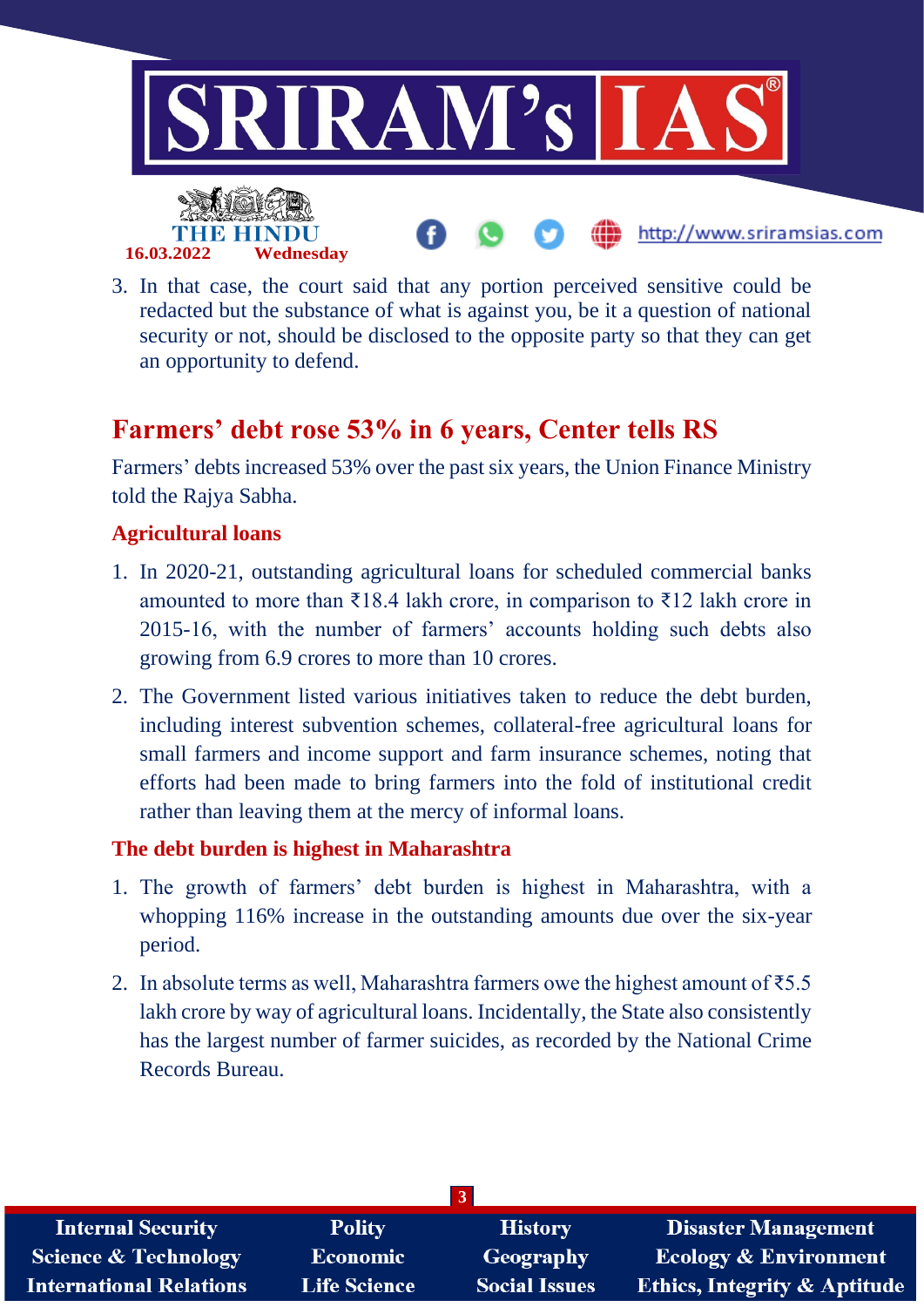3. In that case, the court said that any portion perceived sensitive could be redacted but the substance of what is against you, be it a question of national security or not, should be disclosed to the opposite party so that they can get an opportunity to defend.

## Farmers' debt rose 53% in 6 years, Center tells RS

Farmers' debts increased 53% over the past six years, the Union Finance Ministry told the Rajya Sabha.

### Agricultural loans

1. In 2020-21, outstanding agricultural loans for scheduled commercial banks amounted to more than ₹18.4 lakh crore, in comparison to ₹12 lakh crore in 2015-16, with the number of farmers' accounts holding such debts also growing from 6.9 crores to more than 10 crores.
2. The Government listed various initiatives taken to reduce the debt burden, including interest subvention schemes, collateral-free agricultural loans for small farmers and income support and farm insurance schemes, noting that efforts had been made to bring farmers into the fold of institutional credit rather than leaving them at the mercy of informal loans.

### The debt burden is highest in Maharashtra

1. The growth of farmers' debt burden is highest in Maharashtra, with a whopping 116% increase in the outstanding amounts due over the six-year period.
2. In absolute terms as well, Maharashtra farmers owe the highest amount of ₹5.5 lakh crore by way of agricultural loans. Incidentally, the State also consistently has the largest number of farmer suicides, as recorded by the National Crime Records Bureau.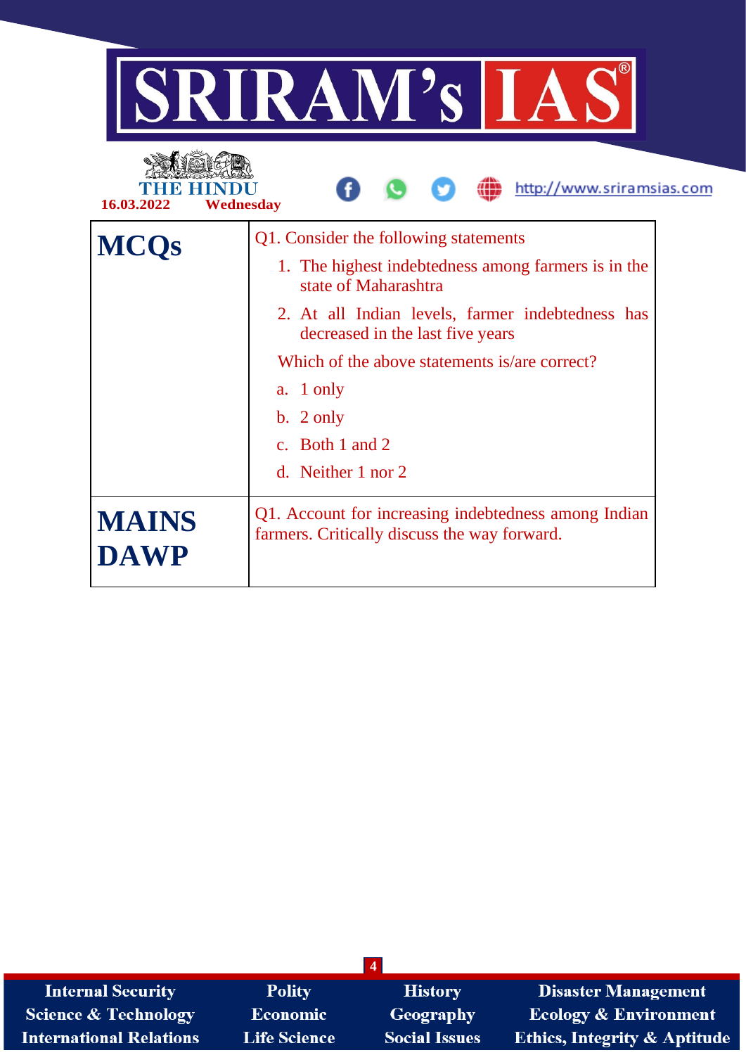| | |
|---|---|
| **MCQs** | Q1. Consider the following statements<br>1. The highest indebtedness among farmers is in the state of Maharashtra<br>2. At all Indian levels, farmer indebtedness has decreased in the last five years<br>Which of the above statements is/are correct?<br>a. 1 only<br>b. 2 only<br>c. Both 1 and 2<br>d. Neither 1 nor 2 |
| **MAINS DAWP** | Q1. Account for increasing indebtedness among Indian farmers. Critically discuss the way forward. |